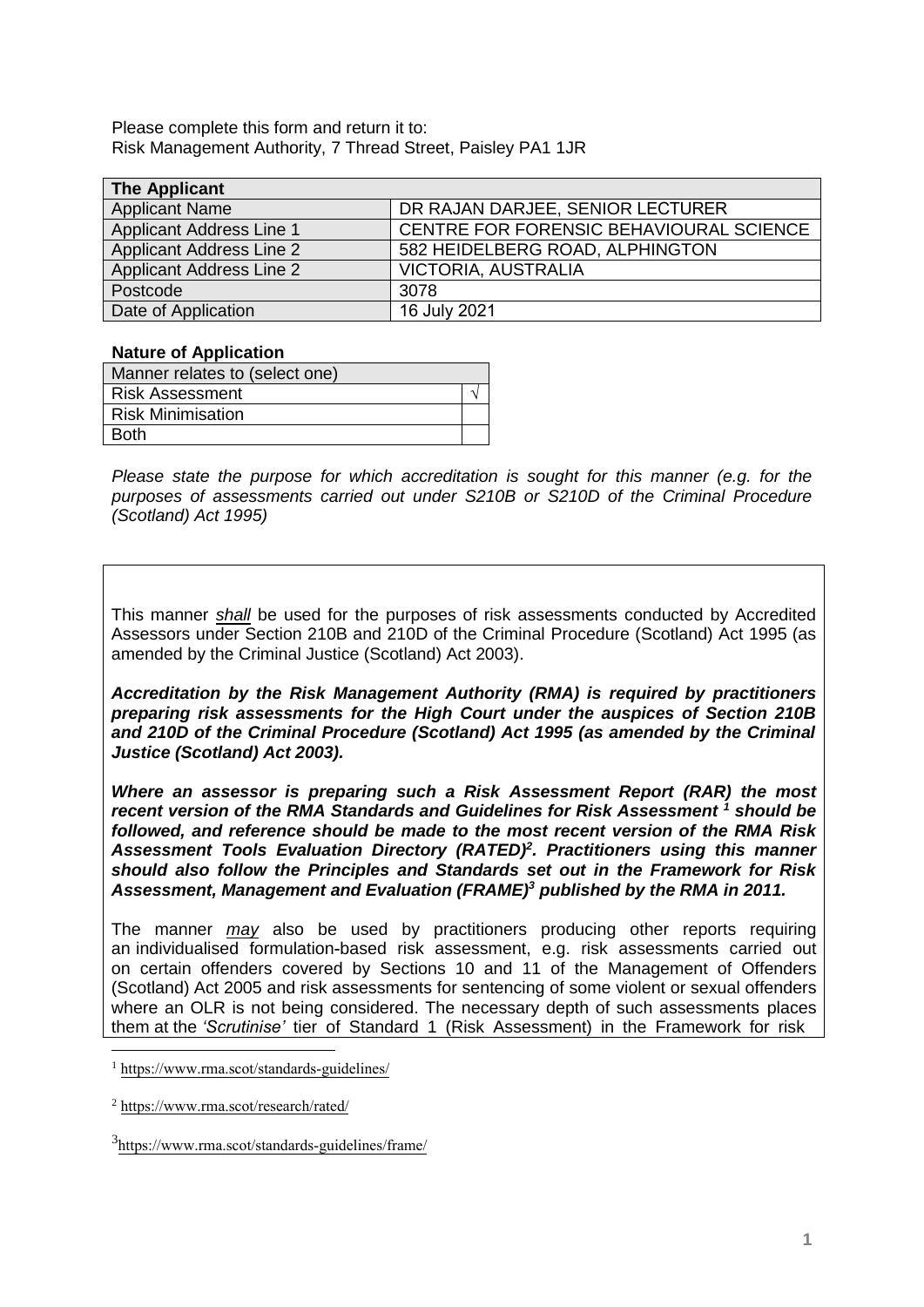Please complete this form and return it to:
Risk Management Authority, 7 Thread Street, Paisley PA1 1JR

| **The Applicant** | |
|---|---|
| Applicant Name | DR RAJAN DARJEE, SENIOR LECTURER |
| Applicant Address Line 1 | CENTRE FOR FORENSIC BEHAVIOURAL SCIENCE |
| Applicant Address Line 2 | 582 HEIDELBERG ROAD, ALPHINGTON |
| Applicant Address Line 2 | VICTORIA, AUSTRALIA |
| Postcode | 3078 |
| Date of Application | 16 July 2021 |

**Nature of Application**

| Manner relates to (select one) | |
|---|---|
| Risk Assessment | √ |
| Risk Minimisation | |
| Both | |

*Please state the purpose for which accreditation is sought for this manner (e.g. for the purposes of assessments carried out under S210B or S210D of the Criminal Procedure (Scotland) Act 1995)*

This manner *shall* be used for the purposes of risk assessments conducted by Accredited Assessors under Section 210B and 210D of the Criminal Procedure (Scotland) Act 1995 (as amended by the Criminal Justice (Scotland) Act 2003).

***Accreditation by the Risk Management Authority (RMA) is required by practitioners preparing risk assessments for the High Court under the auspices of Section 210B and 210D of the Criminal Procedure (Scotland) Act 1995 (as amended by the Criminal Justice (Scotland) Act 2003).***

***Where an assessor is preparing such a Risk Assessment Report (RAR) the most recent version of the RMA Standards and Guidelines for Risk Assessment [1] should be followed, and reference should be made to the most recent version of the RMA Risk Assessment Tools Evaluation Directory (RATED)[2]. Practitioners using this manner should also follow the Principles and Standards set out in the Framework for Risk Assessment, Management and Evaluation (FRAME)[3] published by the RMA in 2011.***

The manner *may* also be used by practitioners producing other reports requiring an individualised formulation-based risk assessment, e.g. risk assessments carried out on certain offenders covered by Sections 10 and 11 of the Management of Offenders (Scotland) Act 2005 and risk assessments for sentencing of some violent or sexual offenders where an OLR is not being considered. The necessary depth of such assessments places them at the *'Scrutinise'* tier of Standard 1 (Risk Assessment) in the Framework for risk

[1] https://www.rma.scot/standards-guidelines/

[2] https://www.rma.scot/research/rated/

[3] https://www.rma.scot/standards-guidelines/frame/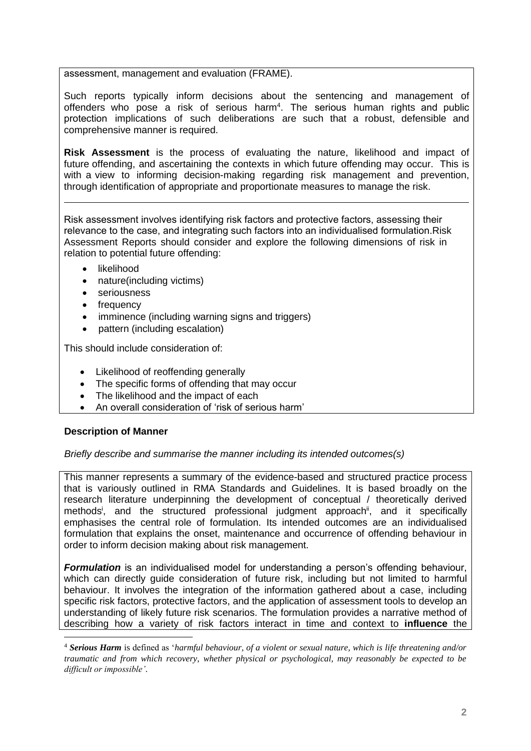assessment, management and evaluation (FRAME).

Such reports typically inform decisions about the sentencing and management of offenders who pose a risk of serious harm[4]. The serious human rights and public protection implications of such deliberations are such that a robust, defensible and comprehensive manner is required.

**Risk Assessment** is the process of evaluating the nature, likelihood and impact of future offending, and ascertaining the contexts in which future offending may occur. This is with a view to informing decision-making regarding risk management and prevention, through identification of appropriate and proportionate measures to manage the risk.

---

Risk assessment involves identifying risk factors and protective factors, assessing their relevance to the case, and integrating such factors into an individualised formulation.Risk Assessment Reports should consider and explore the following dimensions of risk in relation to potential future offending:

- likelihood
- nature(including victims)
- seriousness
- frequency
- imminence (including warning signs and triggers)
- pattern (including escalation)

This should include consideration of:

- Likelihood of reoffending generally
- The specific forms of offending that may occur
- The likelihood and the impact of each
- An overall consideration of 'risk of serious harm'

**Description of Manner**

*Briefly describe and summarise the manner including its intended outcomes(s)*

This manner represents a summary of the evidence-based and structured practice process that is variously outlined in RMA Standards and Guidelines. It is based broadly on the research literature underpinning the development of conceptual / theoretically derived methods[i], and the structured professional judgment approach[ii], and it specifically emphasises the central role of formulation. Its intended outcomes are an individualised formulation that explains the onset, maintenance and occurrence of offending behaviour in order to inform decision making about risk management.

***Formulation*** is an individualised model for understanding a person's offending behaviour, which can directly guide consideration of future risk, including but not limited to harmful behaviour. It involves the integration of the information gathered about a case, including specific risk factors, protective factors, and the application of assessment tools to develop an understanding of likely future risk scenarios. The formulation provides a narrative method of describing how a variety of risk factors interact in time and context to **influence** the

---

[4] ***Serious Harm*** is defined as '*harmful behaviour, of a violent or sexual nature, which is life threatening and/or traumatic and from which recovery, whether physical or psychological, may reasonably be expected to be difficult or impossible'*.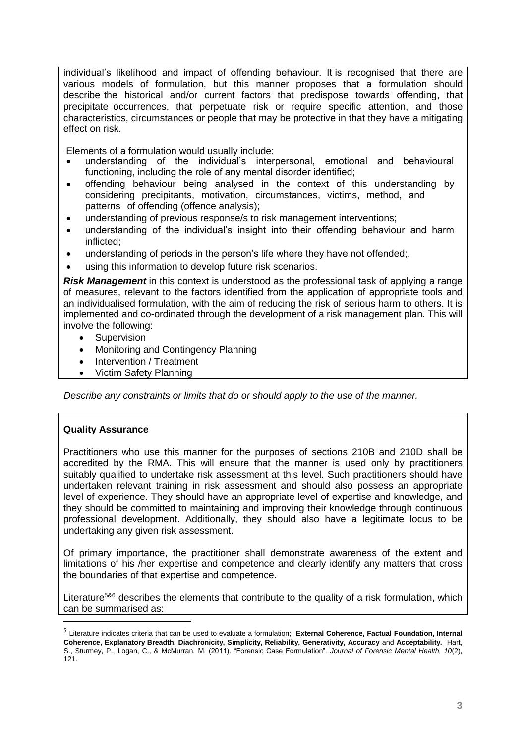individual's likelihood and impact of offending behaviour. It is recognised that there are various models of formulation, but this manner proposes that a formulation should describe the historical and/or current factors that predispose towards offending, that precipitate occurrences, that perpetuate risk or require specific attention, and those characteristics, circumstances or people that may be protective in that they have a mitigating effect on risk.

Elements of a formulation would usually include:

- understanding of the individual's interpersonal, emotional and behavioural functioning, including the role of any mental disorder identified;
- offending behaviour being analysed in the context of this understanding by considering precipitants, motivation, circumstances, victims, method, and patterns of offending (offence analysis);
- understanding of previous response/s to risk management interventions;
- understanding of the individual's insight into their offending behaviour and harm inflicted;
- understanding of periods in the person's life where they have not offended;.
- using this information to develop future risk scenarios.

***Risk Management*** in this context is understood as the professional task of applying a range of measures, relevant to the factors identified from the application of appropriate tools and an individualised formulation, with the aim of reducing the risk of serious harm to others. It is implemented and co-ordinated through the development of a risk management plan. This will involve the following:

- Supervision
- Monitoring and Contingency Planning
- Intervention / Treatment
- Victim Safety Planning

*Describe any constraints or limits that do or should apply to the use of the manner.*

**Quality Assurance**

Practitioners who use this manner for the purposes of sections 210B and 210D shall be accredited by the RMA. This will ensure that the manner is used only by practitioners suitably qualified to undertake risk assessment at this level. Such practitioners should have undertaken relevant training in risk assessment and should also possess an appropriate level of experience. They should have an appropriate level of expertise and knowledge, and they should be committed to maintaining and improving their knowledge through continuous professional development. Additionally, they should also have a legitimate locus to be undertaking any given risk assessment.

Of primary importance, the practitioner shall demonstrate awareness of the extent and limitations of his /her expertise and competence and clearly identify any matters that cross the boundaries of that expertise and competence.

Literature[5&6] describes the elements that contribute to the quality of a risk formulation, which can be summarised as:

---

[5] Literature indicates criteria that can be used to evaluate a formulation; **External Coherence, Factual Foundation, Internal Coherence, Explanatory Breadth, Diachronicity, Simplicity, Reliability, Generativity, Accuracy** and **Acceptability.** Hart, S., Sturmey, P., Logan, C., & McMurran, M. (2011). "Forensic Case Formulation". *Journal of Forensic Mental Health, 10*(2), 121.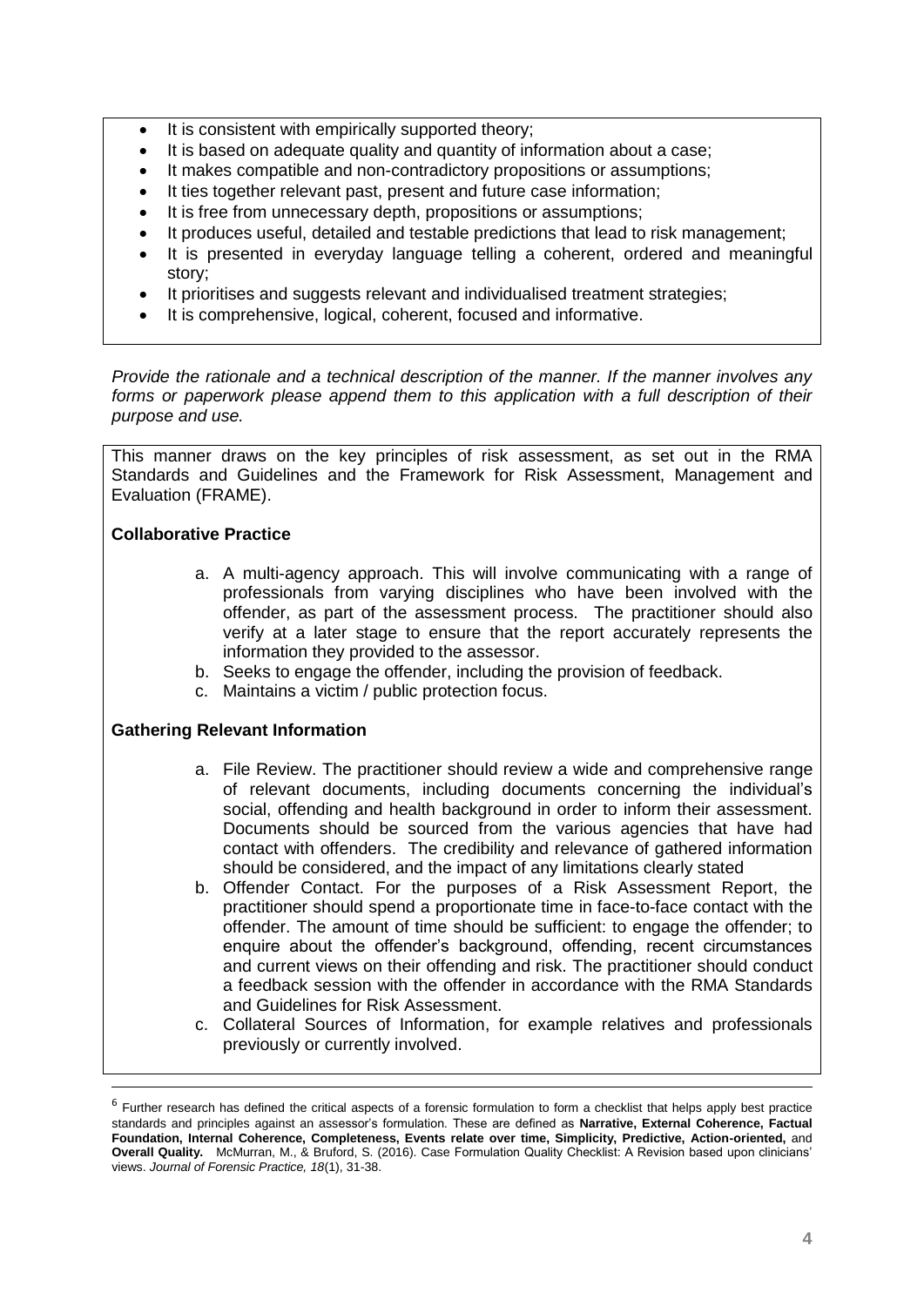- It is consistent with empirically supported theory;
- It is based on adequate quality and quantity of information about a case;
- It makes compatible and non-contradictory propositions or assumptions;
- It ties together relevant past, present and future case information;
- It is free from unnecessary depth, propositions or assumptions;
- It produces useful, detailed and testable predictions that lead to risk management;
- It is presented in everyday language telling a coherent, ordered and meaningful story;
- It prioritises and suggests relevant and individualised treatment strategies;
- It is comprehensive, logical, coherent, focused and informative.

*Provide the rationale and a technical description of the manner. If the manner involves any forms or paperwork please append them to this application with a full description of their purpose and use.*

This manner draws on the key principles of risk assessment, as set out in the RMA Standards and Guidelines and the Framework for Risk Assessment, Management and Evaluation (FRAME).

**Collaborative Practice**

a. A multi-agency approach. This will involve communicating with a range of professionals from varying disciplines who have been involved with the offender, as part of the assessment process. The practitioner should also verify at a later stage to ensure that the report accurately represents the information they provided to the assessor.
b. Seeks to engage the offender, including the provision of feedback.
c. Maintains a victim / public protection focus.

**Gathering Relevant Information**

a. File Review. The practitioner should review a wide and comprehensive range of relevant documents, including documents concerning the individual's social, offending and health background in order to inform their assessment. Documents should be sourced from the various agencies that have had contact with offenders. The credibility and relevance of gathered information should be considered, and the impact of any limitations clearly stated
b. Offender Contact. For the purposes of a Risk Assessment Report, the practitioner should spend a proportionate time in face-to-face contact with the offender. The amount of time should be sufficient: to engage the offender; to enquire about the offender's background, offending, recent circumstances and current views on their offending and risk. The practitioner should conduct a feedback session with the offender in accordance with the RMA Standards and Guidelines for Risk Assessment.
c. Collateral Sources of Information, for example relatives and professionals previously or currently involved.

---

[6] Further research has defined the critical aspects of a forensic formulation to form a checklist that helps apply best practice standards and principles against an assessor's formulation. These are defined as **Narrative, External Coherence, Factual Foundation, Internal Coherence, Completeness, Events relate over time, Simplicity, Predictive, Action-oriented,** and **Overall Quality.** McMurran, M., & Bruford, S. (2016). Case Formulation Quality Checklist: A Revision based upon clinicians' views. *Journal of Forensic Practice, 18*(1), 31-38.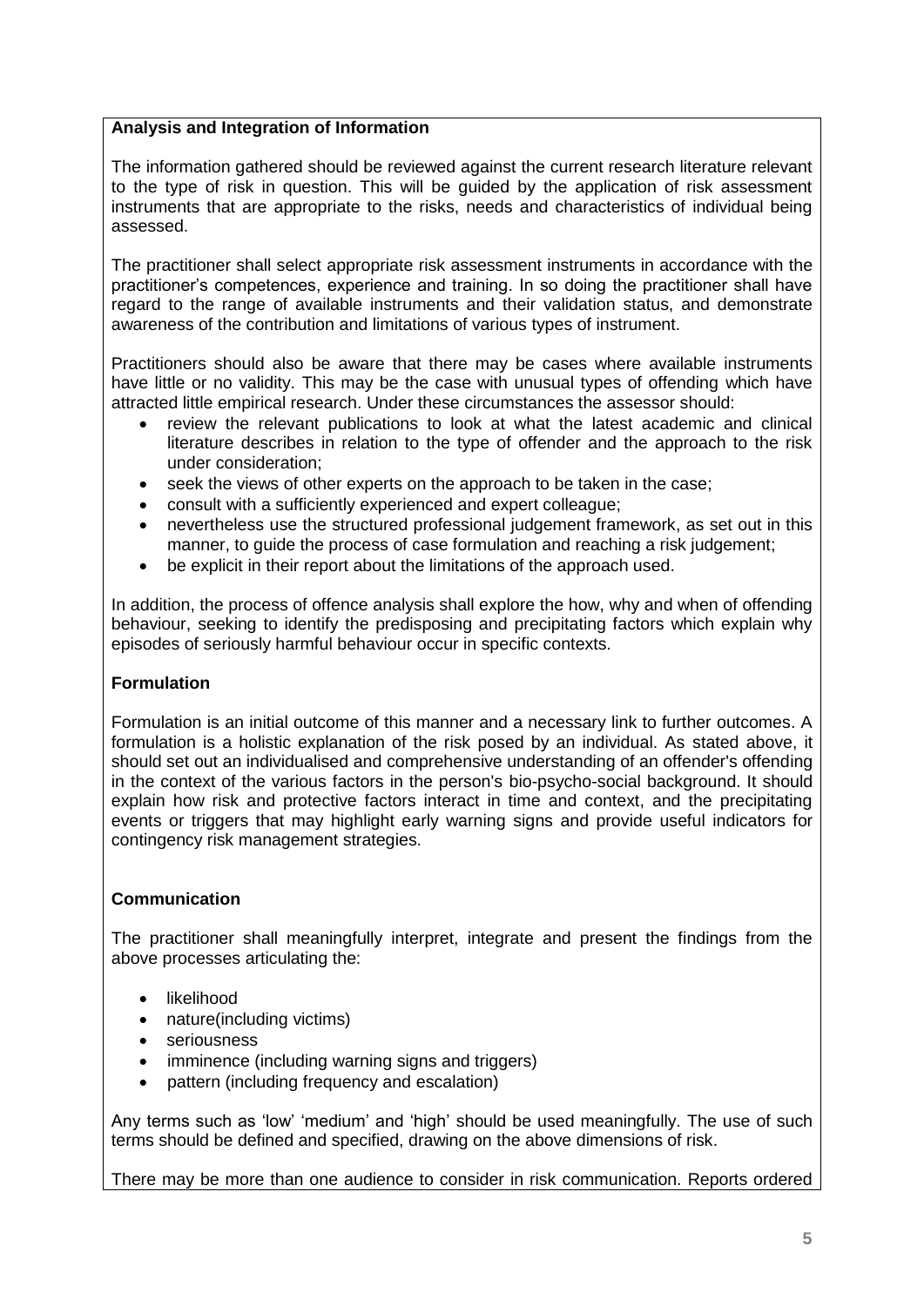**Analysis and Integration of Information**

The information gathered should be reviewed against the current research literature relevant to the type of risk in question. This will be guided by the application of risk assessment instruments that are appropriate to the risks, needs and characteristics of individual being assessed.

The practitioner shall select appropriate risk assessment instruments in accordance with the practitioner's competences, experience and training. In so doing the practitioner shall have regard to the range of available instruments and their validation status, and demonstrate awareness of the contribution and limitations of various types of instrument.

Practitioners should also be aware that there may be cases where available instruments have little or no validity. This may be the case with unusual types of offending which have attracted little empirical research. Under these circumstances the assessor should:

- review the relevant publications to look at what the latest academic and clinical literature describes in relation to the type of offender and the approach to the risk under consideration;
- seek the views of other experts on the approach to be taken in the case;
- consult with a sufficiently experienced and expert colleague;
- nevertheless use the structured professional judgement framework, as set out in this manner, to guide the process of case formulation and reaching a risk judgement;
- be explicit in their report about the limitations of the approach used.

In addition, the process of offence analysis shall explore the how, why and when of offending behaviour, seeking to identify the predisposing and precipitating factors which explain why episodes of seriously harmful behaviour occur in specific contexts.

**Formulation**

Formulation is an initial outcome of this manner and a necessary link to further outcomes. A formulation is a holistic explanation of the risk posed by an individual. As stated above, it should set out an individualised and comprehensive understanding of an offender's offending in the context of the various factors in the person's bio-psycho-social background. It should explain how risk and protective factors interact in time and context, and the precipitating events or triggers that may highlight early warning signs and provide useful indicators for contingency risk management strategies.

**Communication**

The practitioner shall meaningfully interpret, integrate and present the findings from the above processes articulating the:

- likelihood
- nature(including victims)
- seriousness
- imminence (including warning signs and triggers)
- pattern (including frequency and escalation)

Any terms such as 'low' 'medium' and 'high' should be used meaningfully. The use of such terms should be defined and specified, drawing on the above dimensions of risk.

There may be more than one audience to consider in risk communication. Reports ordered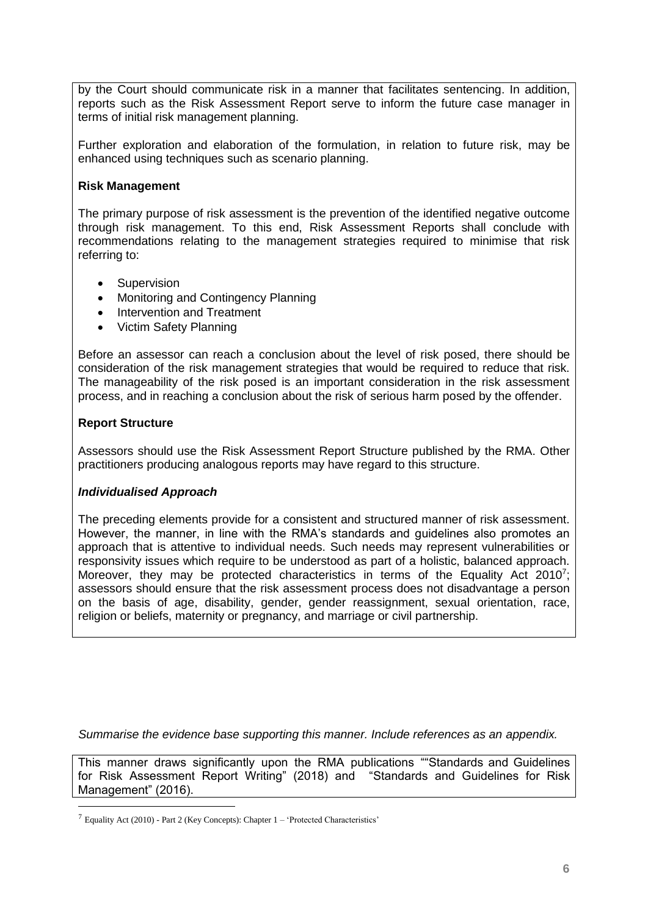by the Court should communicate risk in a manner that facilitates sentencing. In addition, reports such as the Risk Assessment Report serve to inform the future case manager in terms of initial risk management planning.

Further exploration and elaboration of the formulation, in relation to future risk, may be enhanced using techniques such as scenario planning.

**Risk Management**

The primary purpose of risk assessment is the prevention of the identified negative outcome through risk management. To this end, Risk Assessment Reports shall conclude with recommendations relating to the management strategies required to minimise that risk referring to:

- Supervision
- Monitoring and Contingency Planning
- Intervention and Treatment
- Victim Safety Planning

Before an assessor can reach a conclusion about the level of risk posed, there should be consideration of the risk management strategies that would be required to reduce that risk. The manageability of the risk posed is an important consideration in the risk assessment process, and in reaching a conclusion about the risk of serious harm posed by the offender.

**Report Structure**

Assessors should use the Risk Assessment Report Structure published by the RMA. Other practitioners producing analogous reports may have regard to this structure.

***Individualised Approach***

The preceding elements provide for a consistent and structured manner of risk assessment. However, the manner, in line with the RMA's standards and guidelines also promotes an approach that is attentive to individual needs. Such needs may represent vulnerabilities or responsivity issues which require to be understood as part of a holistic, balanced approach. Moreover, they may be protected characteristics in terms of the Equality Act 2010[7]; assessors should ensure that the risk assessment process does not disadvantage a person on the basis of age, disability, gender, gender reassignment, sexual orientation, race, religion or beliefs, maternity or pregnancy, and marriage or civil partnership.

*Summarise the evidence base supporting this manner. Include references as an appendix.*

This manner draws significantly upon the RMA publications ""Standards and Guidelines for Risk Assessment Report Writing" (2018) and "Standards and Guidelines for Risk Management" (2016).

[7] Equality Act (2010) - Part 2 (Key Concepts): Chapter 1 – 'Protected Characteristics'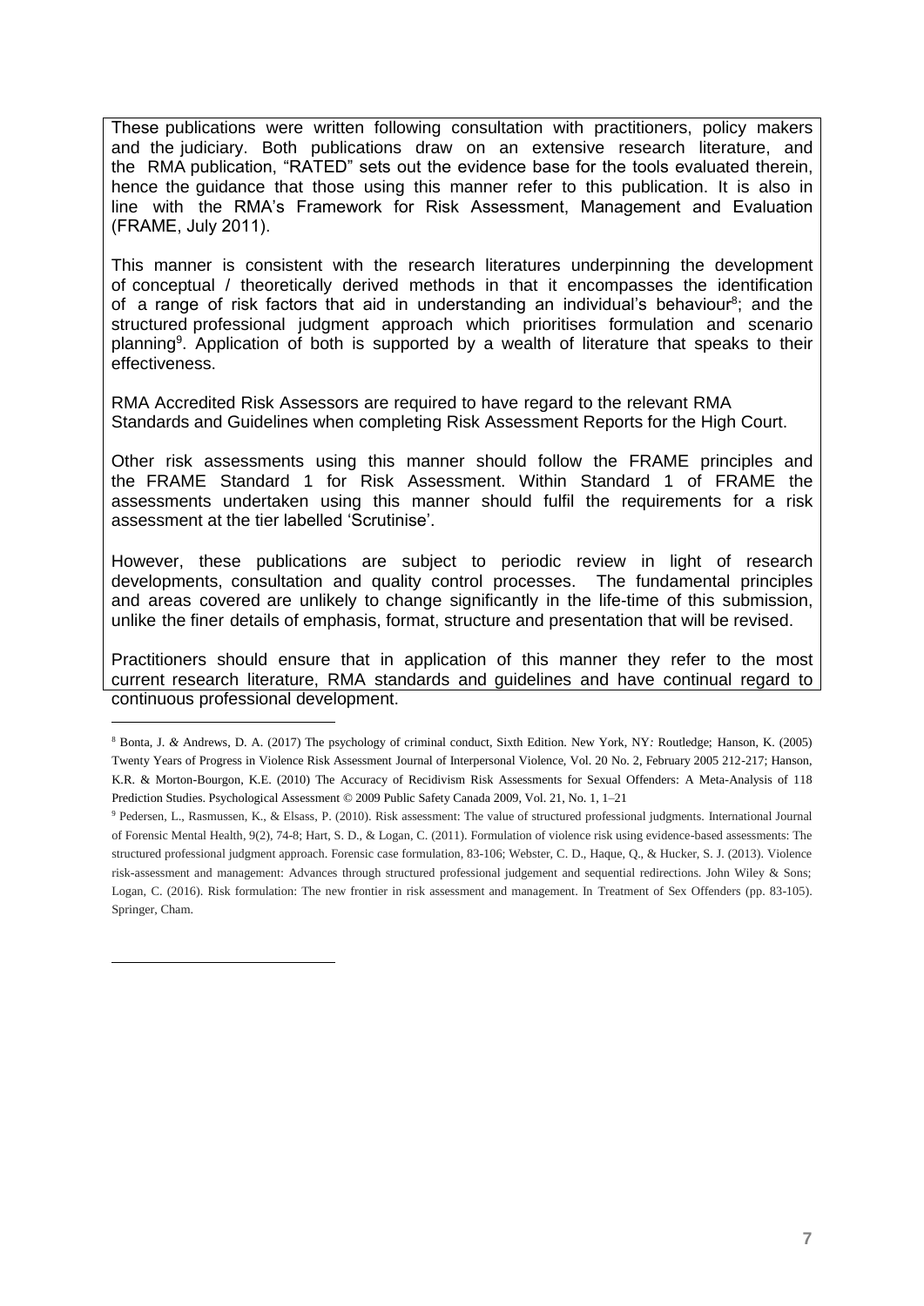These publications were written following consultation with practitioners, policy makers and the judiciary. Both publications draw on an extensive research literature, and the RMA publication, "RATED" sets out the evidence base for the tools evaluated therein, hence the guidance that those using this manner refer to this publication. It is also in line with the RMA's Framework for Risk Assessment, Management and Evaluation (FRAME, July 2011).

This manner is consistent with the research literatures underpinning the development of conceptual / theoretically derived methods in that it encompasses the identification of a range of risk factors that aid in understanding an individual's behaviour[8]; and the structured professional judgment approach which prioritises formulation and scenario planning[9]. Application of both is supported by a wealth of literature that speaks to their effectiveness.

RMA Accredited Risk Assessors are required to have regard to the relevant RMA Standards and Guidelines when completing Risk Assessment Reports for the High Court.

Other risk assessments using this manner should follow the FRAME principles and the FRAME Standard 1 for Risk Assessment. Within Standard 1 of FRAME the assessments undertaken using this manner should fulfil the requirements for a risk assessment at the tier labelled 'Scrutinise'.

However, these publications are subject to periodic review in light of research developments, consultation and quality control processes. The fundamental principles and areas covered are unlikely to change significantly in the life-time of this submission, unlike the finer details of emphasis, format, structure and presentation that will be revised.

Practitioners should ensure that in application of this manner they refer to the most current research literature, RMA standards and guidelines and have continual regard to continuous professional development.

---

[8] Bonta, J. & Andrews, D. A. (2017) The psychology of criminal conduct, Sixth Edition. New York, NY: Routledge; Hanson, K. (2005) Twenty Years of Progress in Violence Risk Assessment Journal of Interpersonal Violence, Vol. 20 No. 2, February 2005 212-217; Hanson, K.R. & Morton-Bourgon, K.E. (2010) The Accuracy of Recidivism Risk Assessments for Sexual Offenders: A Meta-Analysis of 118 Prediction Studies. Psychological Assessment © 2009 Public Safety Canada 2009, Vol. 21, No. 1, 1–21

[9] Pedersen, L., Rasmussen, K., & Elsass, P. (2010). Risk assessment: The value of structured professional judgments. International Journal of Forensic Mental Health, 9(2), 74-8; Hart, S. D., & Logan, C. (2011). Formulation of violence risk using evidence-based assessments: The structured professional judgment approach. Forensic case formulation, 83-106; Webster, C. D., Haque, Q., & Hucker, S. J. (2013). Violence risk-assessment and management: Advances through structured professional judgement and sequential redirections. John Wiley & Sons; Logan, C. (2016). Risk formulation: The new frontier in risk assessment and management. In Treatment of Sex Offenders (pp. 83-105). Springer, Cham.